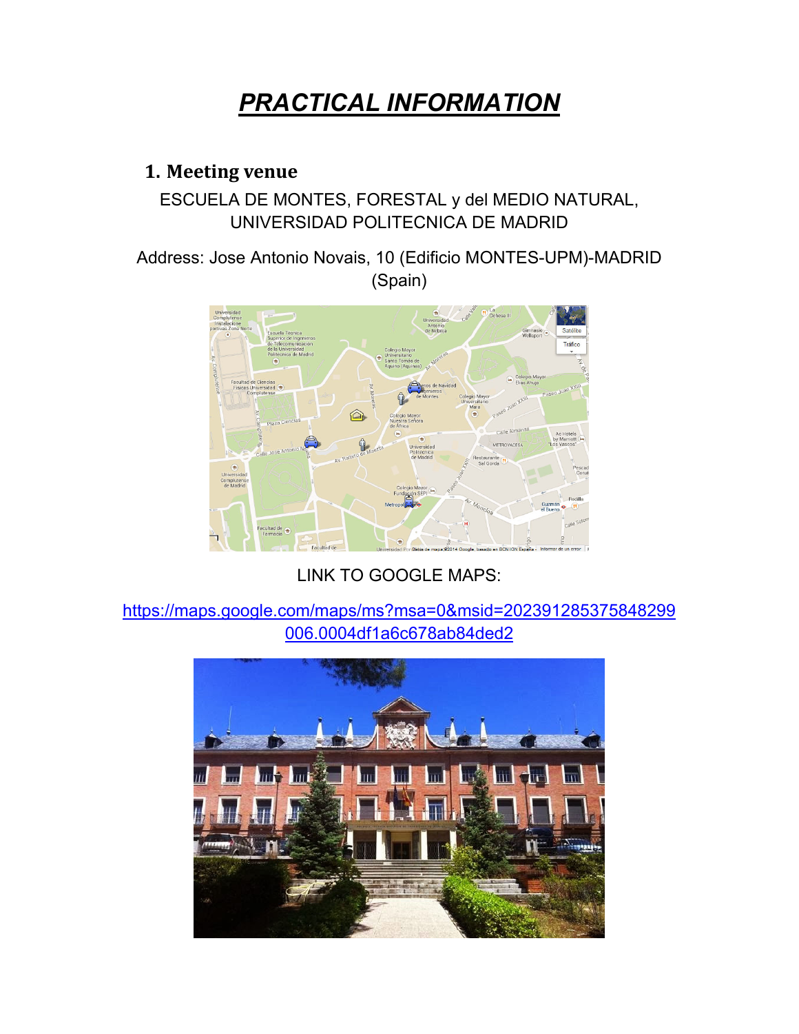# *PRACTICAL INFORMATION*

## 1. Meeting venue

ESCUELA DE MONTES, FORESTAL y del MEDIO NATURAL, UNIVERSIDAD POLITECNICA DE MADRID

Address: Jose Antonio Novais, 10 (Edificio MONTES-UPM)-MADRID (Spain)

LINK TO GOOGLE MAPS:

https://maps.google.com/maps/ms?msa=0&msid=202391285375848299006.0004df1a6c678ab84ded2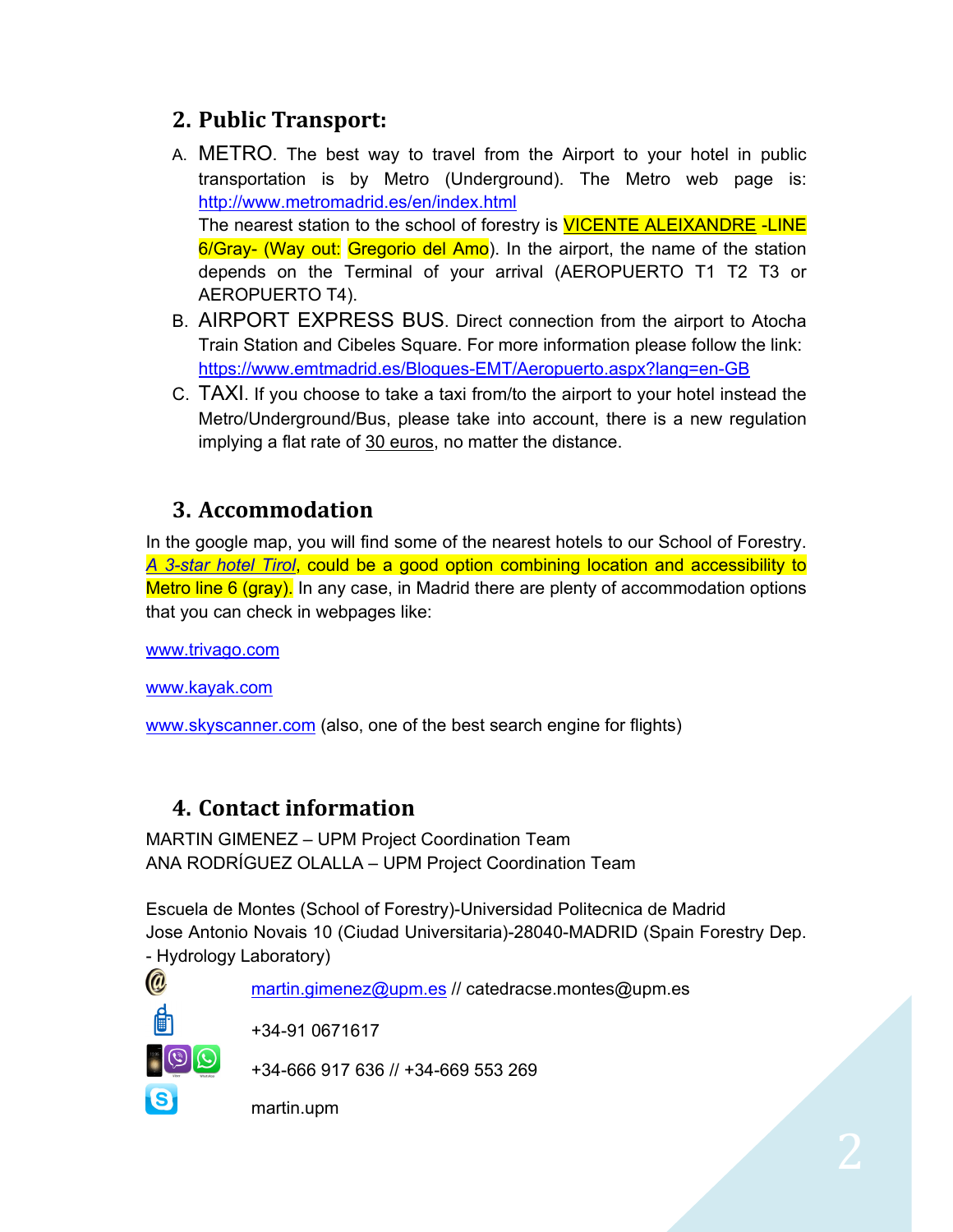## 2. Public Transport:

A. METRO. The best way to travel from the Airport to your hotel in public transportation is by Metro (Underground). The Metro web page is: http://www.metromadrid.es/en/index.html
The nearest station to the school of forestry is VICENTE ALEIXANDRE -LINE 6/Gray- (Way out: Gregorio del Amo). In the airport, the name of the station depends on the Terminal of your arrival (AEROPUERTO T1 T2 T3 or AEROPUERTO T4).

B. AIRPORT EXPRESS BUS. Direct connection from the airport to Atocha Train Station and Cibeles Square. For more information please follow the link: https://www.emtmadrid.es/Bloques-EMT/Aeropuerto.aspx?lang=en-GB

C. TAXI. If you choose to take a taxi from/to the airport to your hotel instead the Metro/Underground/Bus, please take into account, there is a new regulation implying a flat rate of 30 euros, no matter the distance.

## 3. Accommodation

In the google map, you will find some of the nearest hotels to our School of Forestry. *A 3-star hotel Tirol*, could be a good option combining location and accessibility to Metro line 6 (gray). In any case, in Madrid there are plenty of accommodation options that you can check in webpages like:

www.trivago.com

www.kayak.com

www.skyscanner.com (also, one of the best search engine for flights)

## 4. Contact information

MARTIN GIMENEZ – UPM Project Coordination Team
ANA RODRÍGUEZ OLALLA – UPM Project Coordination Team

Escuela de Montes (School of Forestry)-Universidad Politecnica de Madrid
Jose Antonio Novais 10 (Ciudad Universitaria)-28040-MADRID (Spain Forestry Dep. - Hydrology Laboratory)

martin.gimenez@upm.es // catedracse.montes@upm.es

+34-91 0671617

+34-666 917 636 // +34-669 553 269

martin.upm